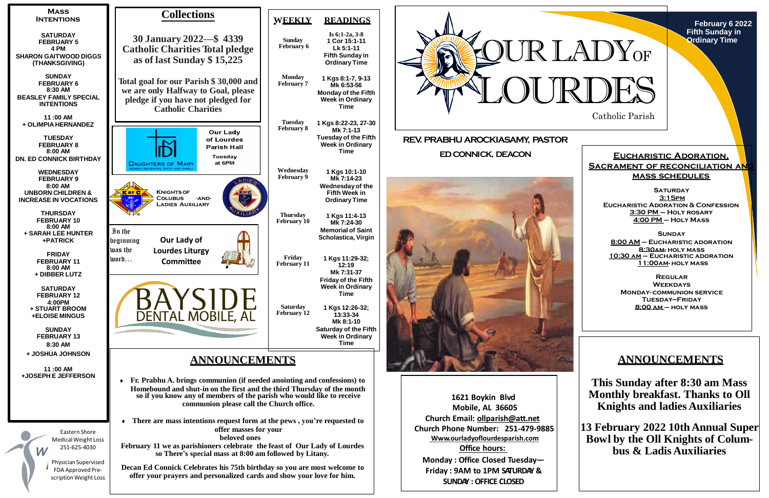## Mass Intentions

**SATURDAY FEBRUARY 5**
4 PM
SHARON GAITWOOD DIGGS (THANKSGIVING)

**SUNDAY FEBRUARY 6**
8:30 AM
BEASLEY FAMILY SPECIAL INTENTIONS

11 :00 AM
+ OLIMPIA HERNANDEZ

**TUESDAY FEBRUARY 8**
8:00 AM
DN. ED CONNICK BIRTHDAY

**WEDNESDAY FEBRUARY 9**
8:00 AM
UNBORN CHILDREN & INCREASE IN VOCATIONS

**THURSDAY FEBRUARY 10**
8:00 AM
+ SARAH LEE HUNTER
+PATRICK

**FRIDAY FEBRUARY 11**
8:00 AM
+ DIBBER LUTZ

**SATURDAY FEBRUARY 12**
4:00PM
+ STUART BROOM
+ELOISE MINGUS

**SUNDAY FEBRUARY 13**
8:30 AM
+ JOSHUA JOHNSON

11 :00 AM
+JOSEPH E JEFFERSON

Eastern Shore Medical Weight Loss
251-625-4030

Physician Supervised FDA Approved Prescription Weight Loss

## Collections

**30 January 2022—$ 4339**
**Catholic Charities Total pledge as of last Sunday $ 15,225**

**Total goal for our Parish $ 30,000 and we are only Halfway to Goal, please pledge if you have not pledged for Catholic Charities**

DAUGHTERS OF MARY — Women Renewing Faith and Family
Our Lady of Lourdes Parish Hall
Tuesday at 6PM

KNIGHTS OF COLUBUS -AND- LADIES AUXILIARY

In the beginning was the word…
Our Lady of Lourdes Liturgy Committee

BAYSIDE DENTAL MOBILE, AL

## WEEKLY READINGS

| WEEKLY | READINGS |
|---|---|
| Sunday February 6 | Is 6:1-2a, 3-8 1 Cor 15:1-11 Lk 5:1-11 Fifth Sunday in Ordinary Time |
| Monday February 7 | 1 Kgs 8:1-7, 9-13 Mk 6:53-56 Monday of the Fifth Week in Ordinary Time |
| Tuesday February 8 | 1 Kgs 8:22-23, 27-30 Mk 7:1-13 Tuesday of the Fifth Week in Ordinary Time |
| Wednesday February 9 | 1 Kgs 10:1-10 Mk 7:14-23 Wednesday of the Fifth Week in Ordinary Time |
| Thursday February 10 | 1 Kgs 11:4-13 Mk 7:24-30 Memorial of Saint Scholastica, Virgin |
| Friday February 11 | 1 Kgs 11:29-32; 12:19 Mk 7:31-37 Friday of the Fifth Week in Ordinary Time |
| Saturday February 12 | 1 Kgs 12:26-32; 13:33-34 Mk 8:1-10 Saturday of the Fifth Week in Ordinary Time |

## ANNOUNCEMENTS

- **Fr. Prabhu A. brings communion (if needed anointing and confessions) to Homebound and shut-in on the first and the third Thursday of the month so if you know any of members of the parish who would like to receive communion please call the Church office.**
- **There are mass intentions request form at the pews , you're requested to offer masses for your beloved ones**

**February 11 we as parishioners celebrate the feast of Our Lady of Lourdes so There's special mass at 8:00 am followed by Litany.**

**Decan Ed Connick Celebrates his 75th birthday so you are most welcome to offer your prayers and personalized cards and show your love for him.**

# OUR LADY OF LOURDES
Catholic Parish

**February 6 2022**
**Fifth Sunday in Ordinary Time**

**REV. PRABHU AROCKIASAMY, PASTOR**
**ED CONNICK, DEACON**

## Eucharistic Adoration, Sacrament of Reconciliation and Mass Schedules

**SATURDAY**
3:15PM
EUCHARISTIC ADORATION & CONFESSION
3:30 PM – HOLY ROSARY
4:00 PM – HOLY MASS

**SUNDAY**
8:00 AM – EUCHARISTIC ADORATION
8:30AM- HOLY MASS
10:30 AM – EUCHARISTIC ADORATION
11:00AM- HOLY MASS

**REGULAR WEEKDAYS**
MONDAY- COMMUNION SERVICE
TUESDAY–FRIDAY
8:00 AM – HOLY MASS

**1621 Boykin Blvd**
**Mobile, AL 36605**
**Church Email: ollparish@att.net**
**Church Phone Number: 251-479-9885**
**Www.ourladyoflourdesparish.com**
**Office hours:**
**Monday : Office Closed Tuesday—Friday : 9AM to 1PM SATURDAY & SUNDAY : OFFICE CLOSED**

## ANNOUNCEMENTS

**This Sunday after 8:30 am Mass Monthly breakfast. Thanks to Oll Knights and ladies Auxiliaries**

**13 February 2022 10th Annual Super Bowl by the Oll Knights of Columbus & Ladis Auxiliaries**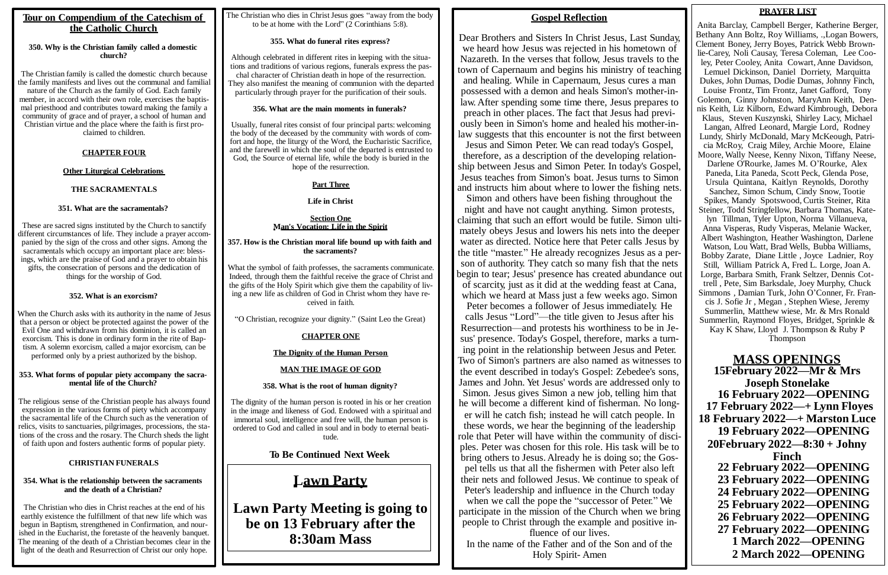## Tour on Compendium of the Catechism of the Catholic Church

**350. Why is the Christian family called a domestic church?**

The Christian family is called the domestic church because the family manifests and lives out the communal and familial nature of the Church as the family of God. Each family member, in accord with their own role, exercises the baptismal priesthood and contributes toward making the family a community of grace and of prayer, a school of human and Christian virtue and the place where the faith is first proclaimed to children.

**CHAPTER FOUR**

**Other Liturgical Celebrations**

**THE SACRAMENTALS**

**351. What are the sacramentals?**

These are sacred signs instituted by the Church to sanctify different circumstances of life. They include a prayer accompanied by the sign of the cross and other signs. Among the sacramentals which occupy an important place are: blessings, which are the praise of God and a prayer to obtain his gifts, the consecration of persons and the dedication of things for the worship of God.

**352. What is an exorcism?**

When the Church asks with its authority in the name of Jesus that a person or object be protected against the power of the Evil One and withdrawn from his dominion, it is called an exorcism. This is done in ordinary form in the rite of Baptism. A solemn exorcism, called a major exorcism, can be performed only by a priest authorized by the bishop.

**353. What forms of popular piety accompany the sacramental life of the Church?**

The religious sense of the Christian people has always found expression in the various forms of piety which accompany the sacramental life of the Church such as the veneration of relics, visits to sanctuaries, pilgrimages, processions, the stations of the cross and the rosary. The Church sheds the light of faith upon and fosters authentic forms of popular piety.

**CHRISTIAN FUNERALS**

**354. What is the relationship between the sacraments and the death of a Christian?**

The Christian who dies in Christ reaches at the end of his earthly existence the fulfillment of that new life which was begun in Baptism, strengthened in Confirmation, and nourished in the Eucharist, the foretaste of the heavenly banquet. The meaning of the death of a Christian becomes clear in the light of the death and Resurrection of Christ our only hope. The Christian who dies in Christ Jesus goes "away from the body to be at home with the Lord" (2 Corinthians 5:8).

**355. What do funeral rites express?**

Although celebrated in different rites in keeping with the situations and traditions of various regions, funerals express the paschal character of Christian death in hope of the resurrection. They also manifest the meaning of communion with the departed particularly through prayer for the purification of their souls.

**356. What are the main moments in funerals?**

Usually, funeral rites consist of four principal parts: welcoming the body of the deceased by the community with words of comfort and hope, the liturgy of the Word, the Eucharistic Sacrifice, and the farewell in which the soul of the departed is entrusted to God, the Source of eternal life, while the body is buried in the hope of the resurrection.

**Part Three**

**Life in Christ**

**Section One**
**Man's Vocation: Life in the Spirit**

**357. How is the Christian moral life bound up with faith and the sacraments?**

What the symbol of faith professes, the sacraments communicate. Indeed, through them the faithful receive the grace of Christ and the gifts of the Holy Spirit which give them the capability of living a new life as children of God in Christ whom they have received in faith.

"O Christian, recognize your dignity." (Saint Leo the Great)

**CHAPTER ONE**

**The Dignity of the Human Person**

**MAN THE IMAGE OF GOD**

**358. What is the root of human dignity?**

The dignity of the human person is rooted in his or her creation in the image and likeness of God. Endowed with a spiritual and immortal soul, intelligence and free will, the human person is ordered to God and called in soul and in body to eternal beatitude.

**To Be Continued Next Week**

## Lawn Party

**Lawn Party Meeting is going to be on 13 February after the 8:30am Mass**

## Gospel Reflection

Dear Brothers and Sisters In Christ Jesus, Last Sunday, we heard how Jesus was rejected in his hometown of Nazareth. In the verses that follow, Jesus travels to the town of Capernaum and begins his ministry of teaching and healing. While in Capernaum, Jesus cures a man possessed with a demon and heals Simon's mother-in-law. After spending some time there, Jesus prepares to preach in other places. The fact that Jesus had previously been in Simon's home and healed his mother-in-law suggests that this encounter is not the first between Jesus and Simon Peter. We can read today's Gospel, therefore, as a description of the developing relationship between Jesus and Simon Peter. In today's Gospel, Jesus teaches from Simon's boat. Jesus turns to Simon and instructs him about where to lower the fishing nets. Simon and others have been fishing throughout the night and have not caught anything. Simon protests, claiming that such an effort would be futile. Simon ultimately obeys Jesus and lowers his nets into the deeper water as directed. Notice here that Peter calls Jesus by the title "master." He already recognizes Jesus as a person of authority. They catch so many fish that the nets begin to tear; Jesus' presence has created abundance out of scarcity, just as it did at the wedding feast at Cana, which we heard at Mass just a few weeks ago. Simon Peter becomes a follower of Jesus immediately. He calls Jesus "Lord"—the title given to Jesus after his Resurrection—and protests his worthiness to be in Jesus' presence. Today's Gospel, therefore, marks a turning point in the relationship between Jesus and Peter. Two of Simon's partners are also named as witnesses to the event described in today's Gospel: Zebedee's sons, James and John. Yet Jesus' words are addressed only to Simon. Jesus gives Simon a new job, telling him that he will become a different kind of fisherman. No longer will he catch fish; instead he will catch people. In these words, we hear the beginning of the leadership role that Peter will have within the community of disciples. Peter was chosen for this role. His task will be to bring others to Jesus. Already he is doing so; the Gospel tells us that all the fishermen with Peter also left their nets and followed Jesus. We continue to speak of Peter's leadership and influence in the Church today when we call the pope the "successor of Peter." We participate in the mission of the Church when we bring people to Christ through the example and positive influence of our lives.

In the name of the Father and of the Son and of the Holy Spirit- Amen

## PRAYER LIST

Anita Barclay, Campbell Berger, Katherine Berger, Bethany Ann Boltz, Roy Williams, .,Logan Bowers, Clement Boney, Jerry Boyes, Patrick Webb Brownlie-Carey, Noli Causay, Teresa Coleman, Lee Cooley, Peter Cooley, Anita Cowart, Anne Davidson, Lemuel Dickinson, Daniel Dorriety, Marquitta Dukes, John Dumas, Dodie Dumas, Johnny Finch, Louise Frontz, Tim Frontz, Janet Gafford, Tony Golemon, Ginny Johnston, MaryAnn Keith, Dennis Keith, Liz Kilborn, Edward Kimbrough, Debora Klaus, Steven Kuszynski, Shirley Lacy, Michael Langan, Alfred Leonard, Margie Lord, Rodney Lundy, Shirly McDonald, Mary McKeough, Patricia McRoy, Craig Miley, Archie Moore, Elaine Moore, Wally Neese, Kenny Nixon, Tiffany Neese, Darlene O'Rourke, James M. O'Rourke, Alex Paneda, Lita Paneda, Scott Peck, Glenda Pose, Ursula Quintana, Kaitlyn Reynolds, Dorothy Sanchez, Simon Schum, Cindy Snow, Tootie Spikes, Mandy Spotswood, Curtis Steiner, Rita Steiner, Todd Stringfellow, Barbara Thomas, Katelyn Tillman, Tyler Upton, Norma Villanueva, Anna Visperas, Rudy Visperas, Melanie Wacker, Albert Washington, Heather Washington, Darlene Watson, Lou Watt, Brad Wells, Bubba Williams, Bobby Zarate, Diane Little , Joyce Ladnier, Roy Still, William Patrick A, Fred L. Lorge, Joan A. Lorge, Barbara Smith, Frank Seltzer, Dennis Cottrell , Pete, Sim Barksdale, Joey Murphy, Chuck Simmons , Damian Turk, John O'Conner, Fr. Francis J. Sofie Jr , Megan , Stephen Wiese, Jeremy Summerlin, Matthew wiese, Mr. & Mrs Ronald Summerlin, Raymond Floyes, Bridget, Sprinkle & Kay K Shaw, Lloyd J. Thompson & Ruby P Thompson

## MASS OPENINGS

**15February 2022—Mr & Mrs Joseph Stonelake**
**16 February 2022—OPENING**
**17 February 2022—+ Lynn Floyes**
**18 February 2022—+ Marston Luce**
**19 February 2022—OPENING**
**20February 2022—8:30 + Johny Finch**
**22 February 2022—OPENING**
**23 February 2022—OPENING**
**24 February 2022—OPENING**
**25 February 2022—OPENING**
**26 February 2022—OPENING**
**27 February 2022—OPENING**
**1 March 2022—OPENING**
**2 March 2022—OPENING**